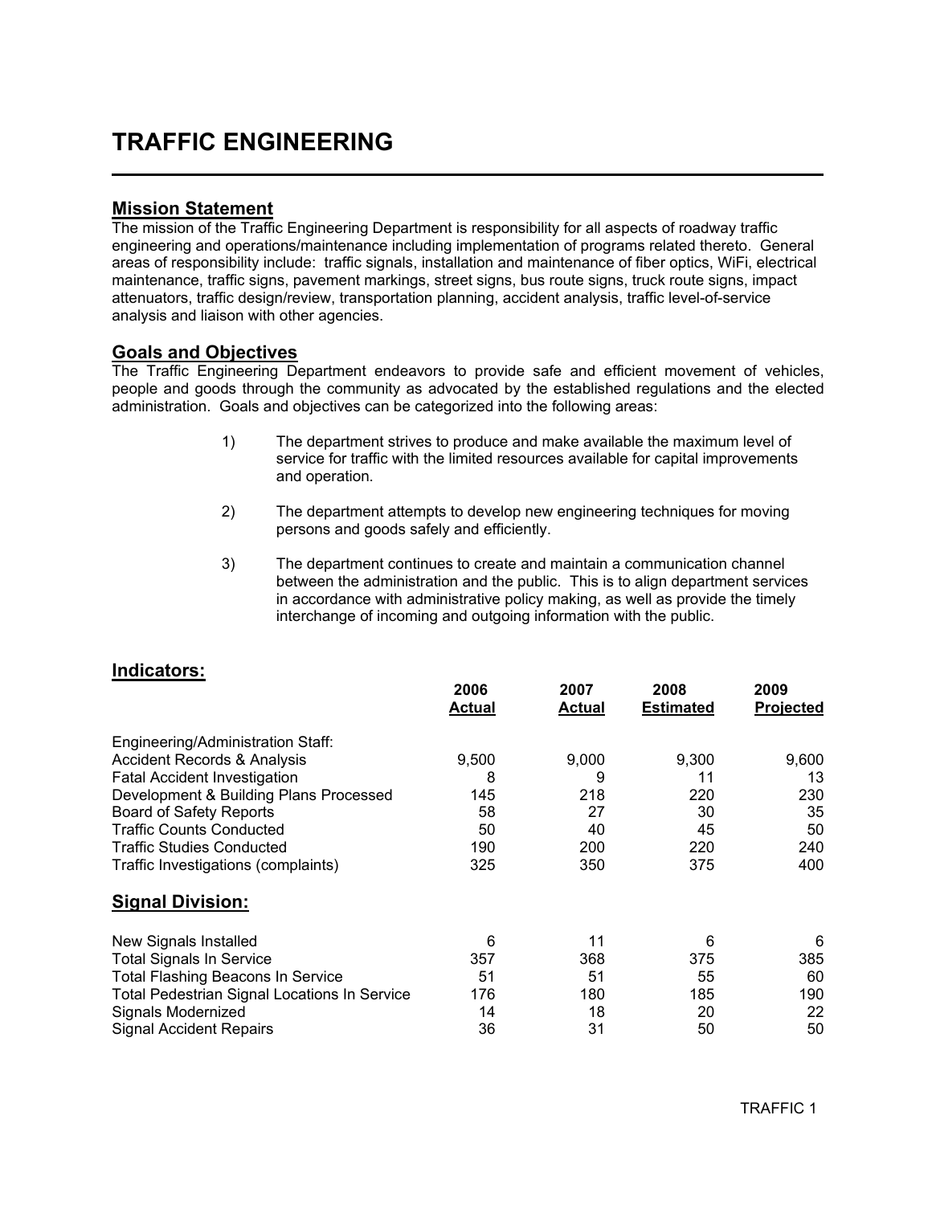# TRAFFIC ENGINEERING

## Mission Statement

The mission of the Traffic Engineering Department is responsibility for all aspects of roadway traffic engineering and operations/maintenance including implementation of programs related thereto. General areas of responsibility include: traffic signals, installation and maintenance of fiber optics, WiFi, electrical maintenance, traffic signs, pavement markings, street signs, bus route signs, truck route signs, impact attenuators, traffic design/review, transportation planning, accident analysis, traffic level-of-service analysis and liaison with other agencies.

## Goals and Objectives

The Traffic Engineering Department endeavors to provide safe and efficient movement of vehicles, people and goods through the community as advocated by the established regulations and the elected administration. Goals and objectives can be categorized into the following areas:

1) The department strives to produce and make available the maximum level of service for traffic with the limited resources available for capital improvements and operation.

2) The department attempts to develop new engineering techniques for moving persons and goods safely and efficiently.

3) The department continues to create and maintain a communication channel between the administration and the public. This is to align department services in accordance with administrative policy making, as well as provide the timely interchange of incoming and outgoing information with the public.

## Indicators:

| | 2006 Actual | 2007 Actual | 2008 Estimated | 2009 Projected |
|---|---|---|---|---|
| Engineering/Administration Staff: | | | | |
| Accident Records & Analysis | 9,500 | 9,000 | 9,300 | 9,600 |
| Fatal Accident Investigation | 8 | 9 | 11 | 13 |
| Development & Building Plans Processed | 145 | 218 | 220 | 230 |
| Board of Safety Reports | 58 | 27 | 30 | 35 |
| Traffic Counts Conducted | 50 | 40 | 45 | 50 |
| Traffic Studies Conducted | 190 | 200 | 220 | 240 |
| Traffic Investigations (complaints) | 325 | 350 | 375 | 400 |

## Signal Division:

| | 2006 Actual | 2007 Actual | 2008 Estimated | 2009 Projected |
|---|---|---|---|---|
| New Signals Installed | 6 | 11 | 6 | 6 |
| Total Signals In Service | 357 | 368 | 375 | 385 |
| Total Flashing Beacons In Service | 51 | 51 | 55 | 60 |
| Total Pedestrian Signal Locations In Service | 176 | 180 | 185 | 190 |
| Signals Modernized | 14 | 18 | 20 | 22 |
| Signal Accident Repairs | 36 | 31 | 50 | 50 |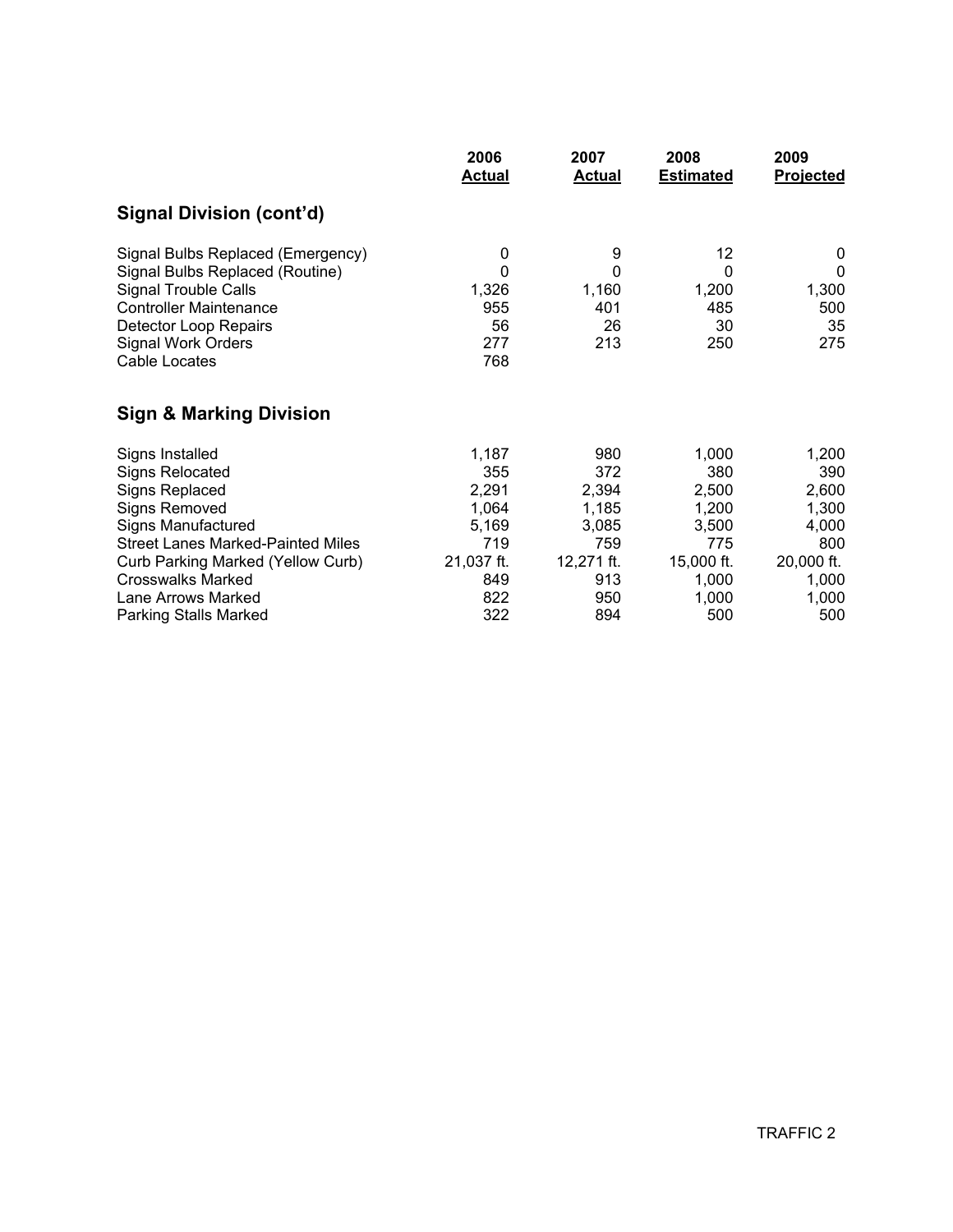| | 2006 Actual | 2007 Actual | 2008 Estimated | 2009 Projected |
|---|---|---|---|---|
| **Signal Division (cont'd)** | | | | |
| Signal Bulbs Replaced (Emergency) | 0 | 9 | 12 | 0 |
| Signal Bulbs Replaced (Routine) | 0 | 0 | 0 | 0 |
| Signal Trouble Calls | 1,326 | 1,160 | 1,200 | 1,300 |
| Controller Maintenance | 955 | 401 | 485 | 500 |
| Detector Loop Repairs | 56 | 26 | 30 | 35 |
| Signal Work Orders | 277 | 213 | 250 | 275 |
| Cable Locates | 768 | | | |
| **Sign & Marking Division** | | | | |
| Signs Installed | 1,187 | 980 | 1,000 | 1,200 |
| Signs Relocated | 355 | 372 | 380 | 390 |
| Signs Replaced | 2,291 | 2,394 | 2,500 | 2,600 |
| Signs Removed | 1,064 | 1,185 | 1,200 | 1,300 |
| Signs Manufactured | 5,169 | 3,085 | 3,500 | 4,000 |
| Street Lanes Marked-Painted Miles | 719 | 759 | 775 | 800 |
| Curb Parking Marked (Yellow Curb) | 21,037 ft. | 12,271 ft. | 15,000 ft. | 20,000 ft. |
| Crosswalks Marked | 849 | 913 | 1,000 | 1,000 |
| Lane Arrows Marked | 822 | 950 | 1,000 | 1,000 |
| Parking Stalls Marked | 322 | 894 | 500 | 500 |

TRAFFIC 2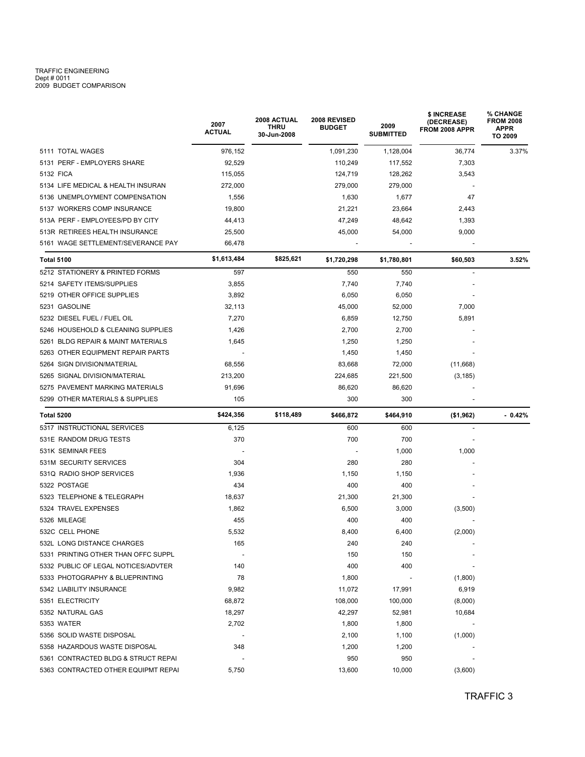TRAFFIC ENGINEERING
Dept # 0011
2009 BUDGET COMPARISON

| | 2007 ACTUAL | 2008 ACTUAL THRU 30-Jun-2008 | 2008 REVISED BUDGET | 2009 SUBMITTED | $ INCREASE (DECREASE) FROM 2008 APPR | % CHANGE FROM 2008 APPR TO 2009 |
|---|---|---|---|---|---|---|
| 5111 TOTAL WAGES | 976,152 | | 1,091,230 | 1,128,004 | 36,774 | 3.37% |
| 5131 PERF - EMPLOYERS SHARE | 92,529 | | 110,249 | 117,552 | 7,303 | |
| 5132 FICA | 115,055 | | 124,719 | 128,262 | 3,543 | |
| 5134 LIFE MEDICAL & HEALTH INSURAN | 272,000 | | 279,000 | 279,000 | - | |
| 5136 UNEMPLOYMENT COMPENSATION | 1,556 | | 1,630 | 1,677 | 47 | |
| 5137 WORKERS COMP INSURANCE | 19,800 | | 21,221 | 23,664 | 2,443 | |
| 513A PERF - EMPLOYEES/PD BY CITY | 44,413 | | 47,249 | 48,642 | 1,393 | |
| 513R RETIREES HEALTH INSURANCE | 25,500 | | 45,000 | 54,000 | 9,000 | |
| 5161 WAGE SETTLEMENT/SEVERANCE PAY | 66,478 | | - | - | - | |
| **Total 5100** | **$1,613,484** | **$825,621** | **$1,720,298** | **$1,780,801** | **$60,503** | **3.52%** |
| 5212 STATIONERY & PRINTED FORMS | 597 | | 550 | 550 | - | |
| 5214 SAFETY ITEMS/SUPPLIES | 3,855 | | 7,740 | 7,740 | - | |
| 5219 OTHER OFFICE SUPPLIES | 3,892 | | 6,050 | 6,050 | - | |
| 5231 GASOLINE | 32,113 | | 45,000 | 52,000 | 7,000 | |
| 5232 DIESEL FUEL / FUEL OIL | 7,270 | | 6,859 | 12,750 | 5,891 | |
| 5246 HOUSEHOLD & CLEANING SUPPLIES | 1,426 | | 2,700 | 2,700 | - | |
| 5261 BLDG REPAIR & MAINT MATERIALS | 1,645 | | 1,250 | 1,250 | - | |
| 5263 OTHER EQUIPMENT REPAIR PARTS | - | | 1,450 | 1,450 | - | |
| 5264 SIGN DIVISION/MATERIAL | 68,556 | | 83,668 | 72,000 | (11,668) | |
| 5265 SIGNAL DIVISION/MATERIAL | 213,200 | | 224,685 | 221,500 | (3,185) | |
| 5275 PAVEMENT MARKING MATERIALS | 91,696 | | 86,620 | 86,620 | - | |
| 5299 OTHER MATERIALS & SUPPLIES | 105 | | 300 | 300 | - | |
| **Total 5200** | **$424,356** | **$118,489** | **$466,872** | **$464,910** | **($1,962)** | **- 0.42%** |
| 5317 INSTRUCTIONAL SERVICES | 6,125 | | 600 | 600 | - | |
| 531E RANDOM DRUG TESTS | 370 | | 700 | 700 | - | |
| 531K SEMINAR FEES | - | | - | 1,000 | 1,000 | |
| 531M SECURITY SERVICES | 304 | | 280 | 280 | - | |
| 531Q RADIO SHOP SERVICES | 1,936 | | 1,150 | 1,150 | - | |
| 5322 POSTAGE | 434 | | 400 | 400 | - | |
| 5323 TELEPHONE & TELEGRAPH | 18,637 | | 21,300 | 21,300 | - | |
| 5324 TRAVEL EXPENSES | 1,862 | | 6,500 | 3,000 | (3,500) | |
| 5326 MILEAGE | 455 | | 400 | 400 | - | |
| 532C CELL PHONE | 5,532 | | 8,400 | 6,400 | (2,000) | |
| 532L LONG DISTANCE CHARGES | 165 | | 240 | 240 | - | |
| 5331 PRINTING OTHER THAN OFFC SUPPL | - | | 150 | 150 | - | |
| 5332 PUBLIC OF LEGAL NOTICES/ADVTER | 140 | | 400 | 400 | - | |
| 5333 PHOTOGRAPHY & BLUEPRINTING | 78 | | 1,800 | - | (1,800) | |
| 5342 LIABILITY INSURANCE | 9,982 | | 11,072 | 17,991 | 6,919 | |
| 5351 ELECTRICITY | 68,872 | | 108,000 | 100,000 | (8,000) | |
| 5352 NATURAL GAS | 18,297 | | 42,297 | 52,981 | 10,684 | |
| 5353 WATER | 2,702 | | 1,800 | 1,800 | - | |
| 5356 SOLID WASTE DISPOSAL | - | | 2,100 | 1,100 | (1,000) | |
| 5358 HAZARDOUS WASTE DISPOSAL | 348 | | 1,200 | 1,200 | - | |
| 5361 CONTRACTED BLDG & STRUCT REPAI | - | | 950 | 950 | - | |
| 5363 CONTRACTED OTHER EQUIPMT REPAI | 5,750 | | 13,600 | 10,000 | (3,600) | |

TRAFFIC 3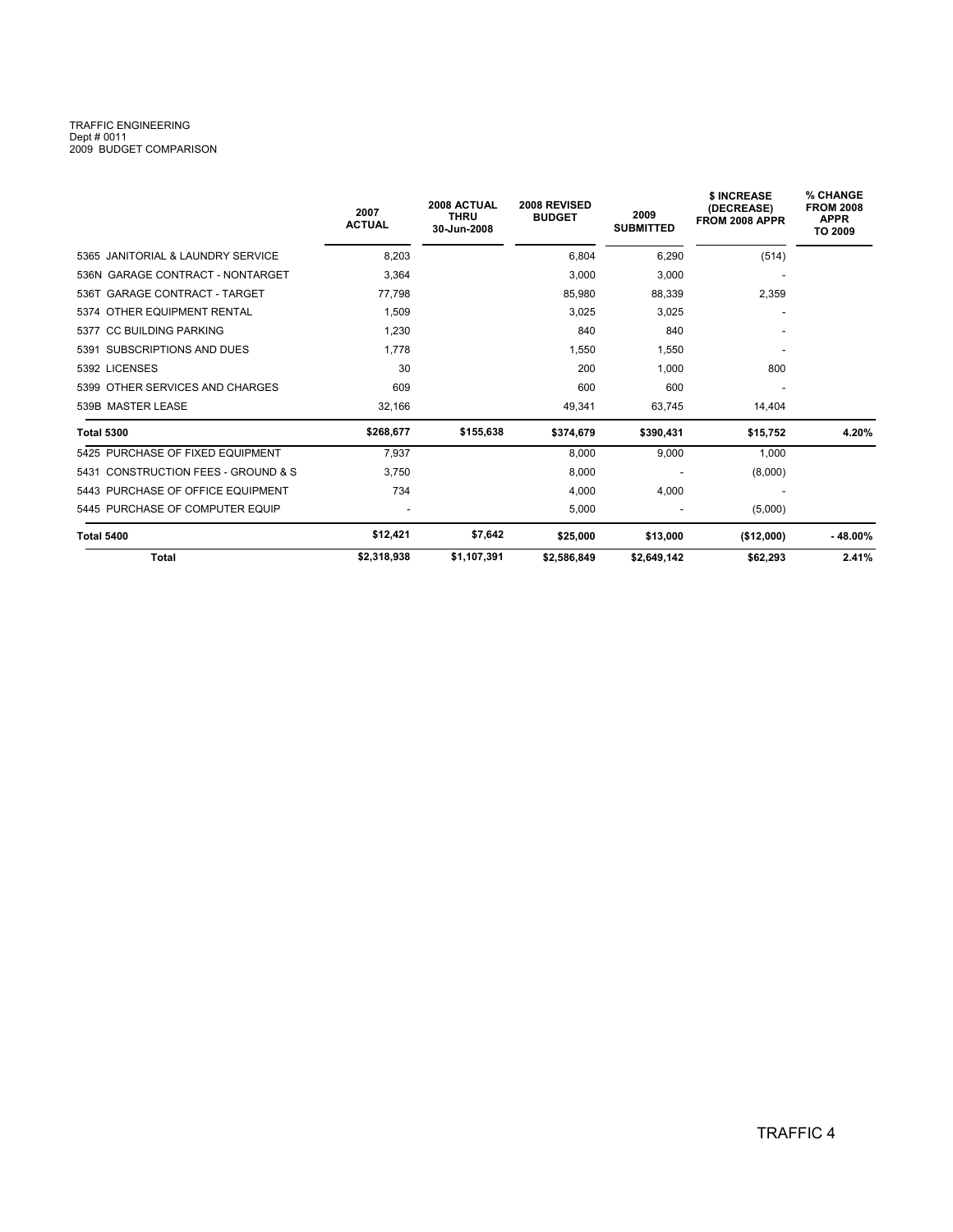TRAFFIC ENGINEERING
Dept # 0011
2009 BUDGET COMPARISON

| | 2007 ACTUAL | 2008 ACTUAL THRU 30-Jun-2008 | 2008 REVISED BUDGET | 2009 SUBMITTED | $ INCREASE (DECREASE) FROM 2008 APPR | % CHANGE FROM 2008 APPR TO 2009 |
|---|---|---|---|---|---|---|
| 5365 JANITORIAL & LAUNDRY SERVICE | 8,203 | | 6,804 | 6,290 | (514) | |
| 536N GARAGE CONTRACT - NONTARGET | 3,364 | | 3,000 | 3,000 | - | |
| 536T GARAGE CONTRACT - TARGET | 77,798 | | 85,980 | 88,339 | 2,359 | |
| 5374 OTHER EQUIPMENT RENTAL | 1,509 | | 3,025 | 3,025 | - | |
| 5377 CC BUILDING PARKING | 1,230 | | 840 | 840 | - | |
| 5391 SUBSCRIPTIONS AND DUES | 1,778 | | 1,550 | 1,550 | - | |
| 5392 LICENSES | 30 | | 200 | 1,000 | 800 | |
| 5399 OTHER SERVICES AND CHARGES | 609 | | 600 | 600 | - | |
| 539B MASTER LEASE | 32,166 | | 49,341 | 63,745 | 14,404 | |
| **Total 5300** | **$268,677** | **$155,638** | **$374,679** | **$390,431** | **$15,752** | **4.20%** |
| 5425 PURCHASE OF FIXED EQUIPMENT | 7,937 | | 8,000 | 9,000 | 1,000 | |
| 5431 CONSTRUCTION FEES - GROUND & S | 3,750 | | 8,000 | - | (8,000) | |
| 5443 PURCHASE OF OFFICE EQUIPMENT | 734 | | 4,000 | 4,000 | - | |
| 5445 PURCHASE OF COMPUTER EQUIP | - | | 5,000 | - | (5,000) | |
| **Total 5400** | **$12,421** | **$7,642** | **$25,000** | **$13,000** | **($12,000)** | **- 48.00%** |
| **Total** | **$2,318,938** | **$1,107,391** | **$2,586,849** | **$2,649,142** | **$62,293** | **2.41%** |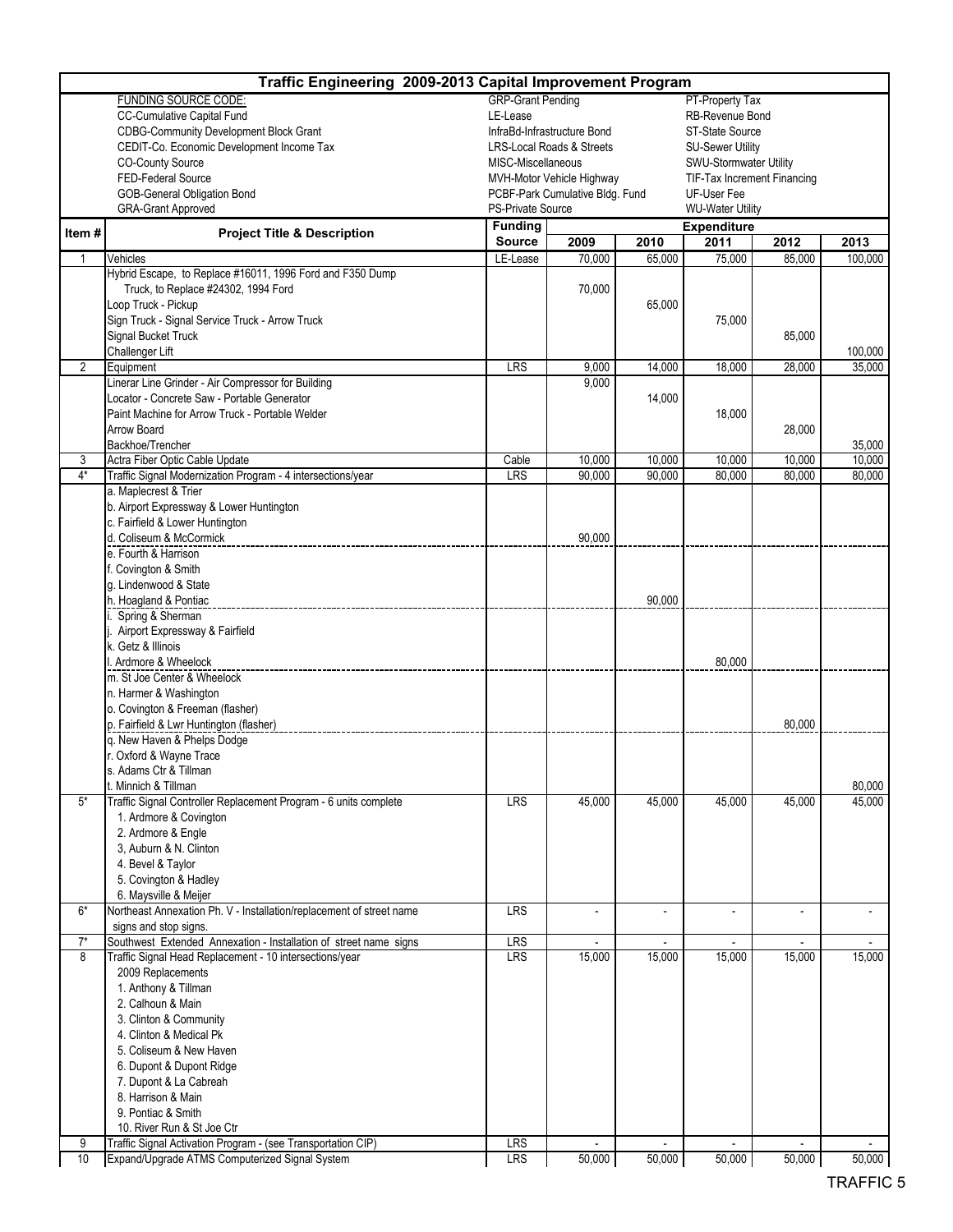# Traffic Engineering 2009-2013 Capital Improvement Program

FUNDING SOURCE CODE:

| | | |
|---|---|---|
| CC-Cumulative Capital Fund | GRP-Grant Pending | PT-Property Tax |
| CDBG-Community Development Block Grant | LE-Lease | RB-Revenue Bond |
| CEDIT-Co. Economic Development Income Tax | InfraBd-Infrastructure Bond | ST-State Source |
| CO-County Source | LRS-Local Roads & Streets | SU-Sewer Utility |
| FED-Federal Source | MISC-Miscellaneous | SWU-Stormwater Utility |
| GOB-General Obligation Bond | MVH-Motor Vehicle Highway | TIF-Tax Increment Financing |
| GRA-Grant Approved | PCBF-Park Cumulative Bldg. Fund | UF-User Fee |
| | PS-Private Source | WU-Water Utility |

| Item # | Project Title & Description | Funding Source | Expenditure 2009 | 2010 | 2011 | 2012 | 2013 |
|---|---|---|---|---|---|---|---|
| 1 | Vehicles | LE-Lease | 70,000 | 65,000 | 75,000 | 85,000 | 100,000 |
| | Hybrid Escape, to Replace #16011, 1996 Ford and F350 Dump Truck, to Replace #24302, 1994 Ford | | 70,000 | | | | |
| | Loop Truck - Pickup | | | 65,000 | | | |
| | Sign Truck - Signal Service Truck - Arrow Truck | | | | 75,000 | | |
| | Signal Bucket Truck | | | | | 85,000 | |
| | Challenger Lift | | | | | | 100,000 |
| 2 | Equipment | LRS | 9,000 | 14,000 | 18,000 | 28,000 | 35,000 |
| | Linerar Line Grinder - Air Compressor for Building | | 9,000 | | | | |
| | Locator - Concrete Saw - Portable Generator | | | 14,000 | | | |
| | Paint Machine for Arrow Truck - Portable Welder | | | | 18,000 | | |
| | Arrow Board | | | | | 28,000 | |
| | Backhoe/Trencher | | | | | | 35,000 |
| 3 | Actra Fiber Optic Cable Update | Cable | 10,000 | 10,000 | 10,000 | 10,000 | 10,000 |
| 4* | Traffic Signal Modernization Program - 4 intersections/year | LRS | 90,000 | 90,000 | 80,000 | 80,000 | 80,000 |
| | a. Maplecrest & Trier | | | | | | |
| | b. Airport Expressway & Lower Huntington | | | | | | |
| | c. Fairfield & Lower Huntington | | | | | | |
| | d. Coliseum & McCormick | | 90,000 | | | | |
| | e. Fourth & Harrison | | | | | | |
| | f. Covington & Smith | | | | | | |
| | g. Lindenwood & State | | | | | | |
| | h. Hoagland & Pontiac | | | 90,000 | | | |
| | i. Spring & Sherman | | | | | | |
| | j. Airport Expressway & Fairfield | | | | | | |
| | k. Getz & Illinois | | | | | | |
| | l. Ardmore & Wheelock | | | | 80,000 | | |
| | m. St Joe Center & Wheelock | | | | | | |
| | n. Harmer & Washington | | | | | | |
| | o. Covington & Freeman (flasher) | | | | | | |
| | p. Fairfield & Lwr Huntington (flasher) | | | | | 80,000 | |
| | q. New Haven & Phelps Dodge | | | | | | |
| | r. Oxford & Wayne Trace | | | | | | |
| | s. Adams Ctr & Tillman | | | | | | |
| | t. Minnich & Tillman | | | | | | 80,000 |
| 5* | Traffic Signal Controller Replacement Program - 6 units complete | LRS | 45,000 | 45,000 | 45,000 | 45,000 | 45,000 |
| | 1. Ardmore & Covington | | | | | | |
| | 2. Ardmore & Engle | | | | | | |
| | 3, Auburn & N. Clinton | | | | | | |
| | 4. Bevel & Taylor | | | | | | |
| | 5. Covington & Hadley | | | | | | |
| | 6. Maysville & Meijer | | | | | | |
| 6* | Northeast Annexation Ph. V - Installation/replacement of street name signs and stop signs. | LRS | - | - | - | - | - |
| 7* | Southwest Extended Annexation - Installation of street name signs | LRS | - | - | - | - | - |
| 8 | Traffic Signal Head Replacement - 10 intersections/year | LRS | 15,000 | 15,000 | 15,000 | 15,000 | 15,000 |
| | 2009 Replacements | | | | | | |
| | 1. Anthony & Tillman | | | | | | |
| | 2. Calhoun & Main | | | | | | |
| | 3. Clinton & Community | | | | | | |
| | 4. Clinton & Medical Pk | | | | | | |
| | 5. Coliseum & New Haven | | | | | | |
| | 6. Dupont & Dupont Ridge | | | | | | |
| | 7. Dupont & La Cabreah | | | | | | |
| | 8. Harrison & Main | | | | | | |
| | 9. Pontiac & Smith | | | | | | |
| | 10. River Run & St Joe Ctr | | | | | | |
| 9 | Traffic Signal Activation Program - (see Transportation CIP) | LRS | - | - | - | - | - |
| 10 | Expand/Upgrade ATMS Computerized Signal System | LRS | 50,000 | 50,000 | 50,000 | 50,000 | 50,000 |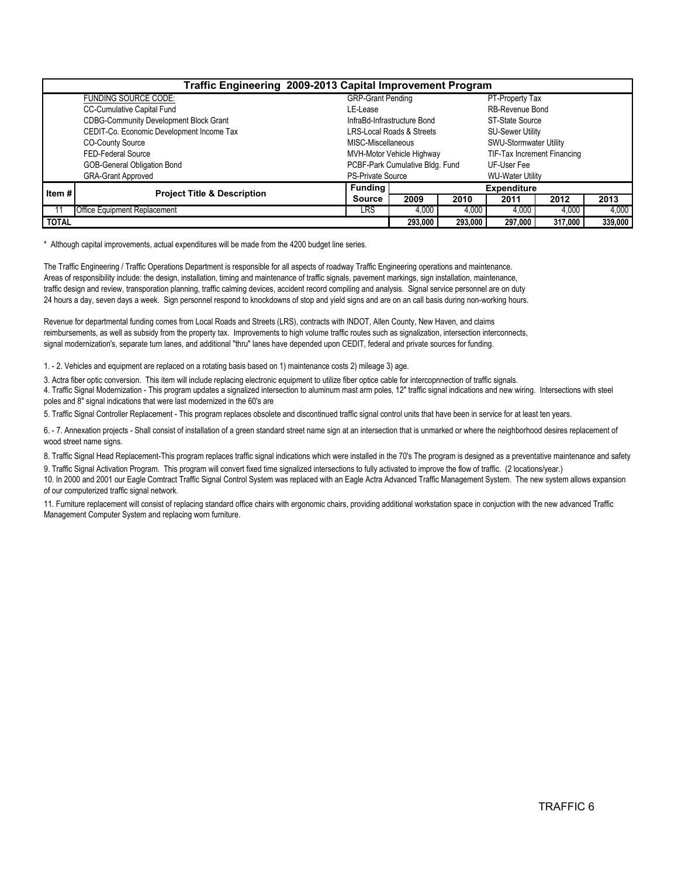| Traffic Engineering 2009-2013 Capital Improvement Program | | | | | | | |
|---|---|---|---|---|---|---|---|
| | FUNDING SOURCE CODE: | GRP-Grant Pending | | | PT-Property Tax | | |
| | CC-Cumulative Capital Fund | LE-Lease | | | RB-Revenue Bond | | |
| | CDBG-Community Development Block Grant | InfraBd-Infrastructure Bond | | | ST-State Source | | |
| | CEDIT-Co. Economic Development Income Tax | LRS-Local Roads & Streets | | | SU-Sewer Utility | | |
| | CO-County Source | MISC-Miscellaneous | | | SWU-Stormwater Utility | | |
| | FED-Federal Source | MVH-Motor Vehicle Highway | | | TIF-Tax Increment Financing | | |
| | GOB-General Obligation Bond | PCBF-Park Cumulative Bldg. Fund | | | UF-User Fee | | |
| | GRA-Grant Approved | PS-Private Source | | | WU-Water Utility | | |
| **Item #** | **Project Title & Description** | **Funding Source** | **Expenditure** | | | | |
| | | | **2009** | **2010** | **2011** | **2012** | **2013** |
| 11 | Office Equipment Replacement | LRS | 4,000 | 4,000 | 4,000 | 4,000 | 4,000 |
| **TOTAL** | | | **293,000** | **293,000** | **297,000** | **317,000** | **339,000** |

* Although capital improvements, actual expenditures will be made from the 4200 budget line series.

The Traffic Engineering / Traffic Operations Department is responsible for all aspects of roadway Traffic Engineering operations and maintenance. Areas of responsibility include: the design, installation, timing and maintenance of traffic signals, pavement markings, sign installation, maintenance, traffic design and review, transporation planning, traffic calming devices, accident record compiling and analysis. Signal service personnel are on duty 24 hours a day, seven days a week. Sign personnel respond to knockdowns of stop and yield signs and are on an call basis during non-working hours.

Revenue for departmental funding comes from Local Roads and Streets (LRS), contracts with INDOT, Allen County, New Haven, and claims reimbursements, as well as subsidy from the property tax. Improvements to high volume traffic routes such as signalization, intersection interconnects, signal modernization's, separate turn lanes, and additional "thru" lanes have depended upon CEDIT, federal and private sources for funding.

1. - 2. Vehicles and equipment are replaced on a rotating basis based on 1) maintenance costs 2) mileage 3) age.

3. Actra fiber optic conversion. This item will include replacing electronic equipment to utilize fiber optice cable for intercopnnection of traffic signals.

4. Traffic Signal Modernization - This program updates a signalized intersection to aluminum mast arm poles, 12" traffic signal indications and new wiring. Intersections with steel poles and 8" signal indications that were last modernized in the 60's are

5. Traffic Signal Controller Replacement - This program replaces obsolete and discontinued traffic signal control units that have been in service for at least ten years.

6. - 7. Annexation projects - Shall consist of installation of a green standard street name sign at an intersection that is unmarked or where the neighborhood desires replacement of wood street name signs.

8. Traffic Signal Head Replacement-This program replaces traffic signal indications which were installed in the 70's The program is designed as a preventative maintenance and safety

9. Traffic Signal Activation Program. This program will convert fixed time signalized intersections to fully activated to improve the flow of traffic. (2 locations/year.)

10. In 2000 and 2001 our Eagle Comtract Traffic Signal Control System was replaced with an Eagle Actra Advanced Traffic Management System. The new system allows expansion of our computerized traffic signal network.

11. Furniture replacement will consist of replacing standard office chairs with ergonomic chairs, providing additional workstation space in conjuction with the new advanced Traffic Management Computer System and replacing worn furniture.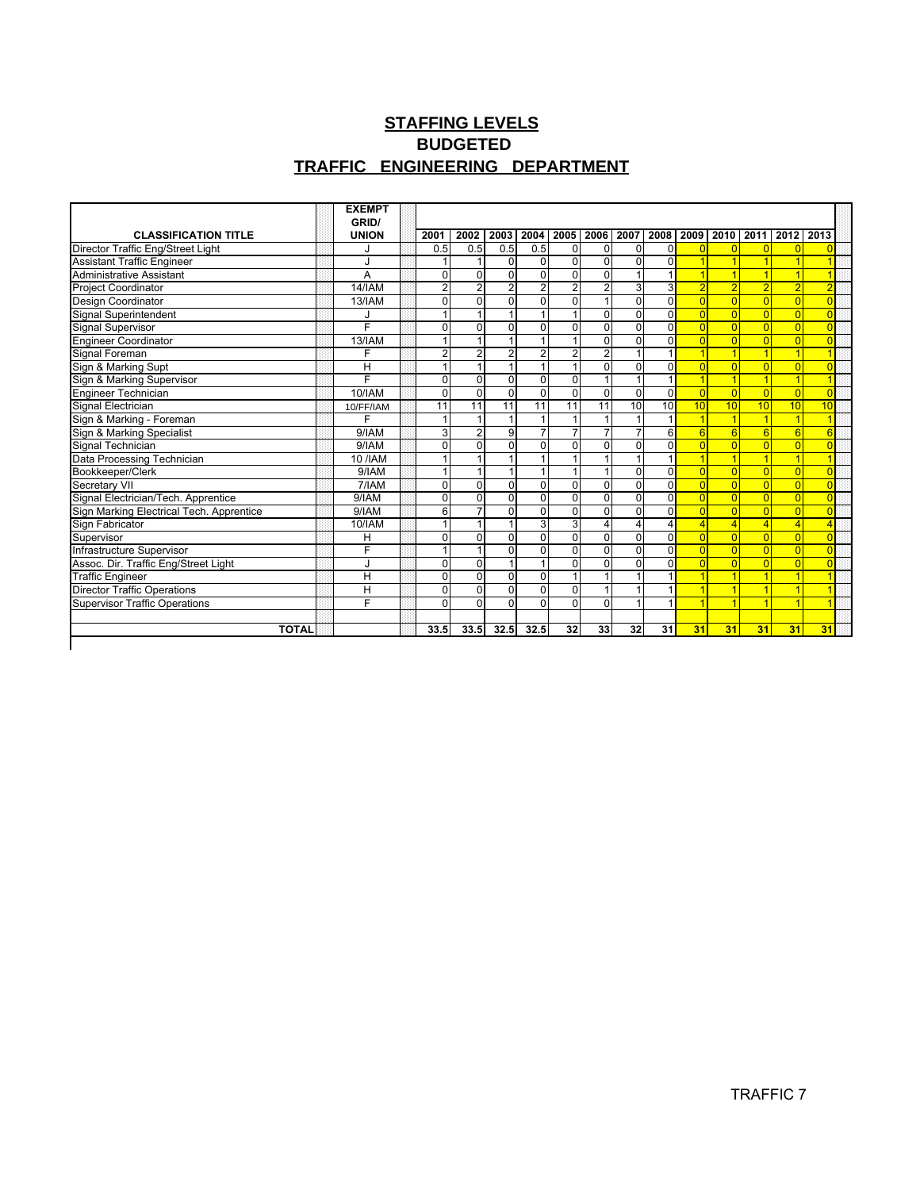# STAFFING LEVELS

## BUDGETED

## TRAFFIC ENGINEERING DEPARTMENT

| CLASSIFICATION TITLE | EXEMPT GRID/ UNION | 2001 | 2002 | 2003 | 2004 | 2005 | 2006 | 2007 | 2008 | 2009 | 2010 | 2011 | 2012 | 2013 |
|---|---|---|---|---|---|---|---|---|---|---|---|---|---|---|
| Director Traffic Eng/Street Light | J | 0.5 | 0.5 | 0.5 | 0.5 | 0 | 0 | 0 | 0 | 0 | 0 | 0 | 0 | 0 |
| Assistant Traffic Engineer | J | 1 | 1 | 0 | 0 | 0 | 0 | 0 | 0 | 1 | 1 | 1 | 1 | 1 |
| Administrative Assistant | A | 0 | 0 | 0 | 0 | 0 | 0 | 1 | 1 | 1 | 1 | 1 | 1 | 1 |
| Project Coordinator | 14/IAM | 2 | 2 | 2 | 2 | 2 | 2 | 3 | 3 | 2 | 2 | 2 | 2 | 2 |
| Design Coordinator | 13/IAM | 0 | 0 | 0 | 0 | 0 | 1 | 0 | 0 | 0 | 0 | 0 | 0 | 0 |
| Signal Superintendent | J | 1 | 1 | 1 | 1 | 1 | 0 | 0 | 0 | 0 | 0 | 0 | 0 | 0 |
| Signal Supervisor | F | 0 | 0 | 0 | 0 | 0 | 0 | 0 | 0 | 0 | 0 | 0 | 0 | 0 |
| Engineer Coordinator | 13/IAM | 1 | 1 | 1 | 1 | 1 | 0 | 0 | 0 | 0 | 0 | 0 | 0 | 0 |
| Signal Foreman | F | 2 | 2 | 2 | 2 | 2 | 2 | 1 | 1 | 1 | 1 | 1 | 1 | 1 |
| Sign & Marking Supt | H | 1 | 1 | 1 | 1 | 1 | 0 | 0 | 0 | 0 | 0 | 0 | 0 | 0 |
| Sign & Marking Supervisor | F | 0 | 0 | 0 | 0 | 0 | 1 | 1 | 1 | 1 | 1 | 1 | 1 | 1 |
| Engineer Technician | 10/IAM | 0 | 0 | 0 | 0 | 0 | 0 | 0 | 0 | 0 | 0 | 0 | 0 | 0 |
| Signal Electrician | 10/FF/IAM | 11 | 11 | 11 | 11 | 11 | 11 | 10 | 10 | 10 | 10 | 10 | 10 | 10 |
| Sign & Marking - Foreman | F | 1 | 1 | 1 | 1 | 1 | 1 | 1 | 1 | 1 | 1 | 1 | 1 | 1 |
| Sign & Marking Specialist | 9/IAM | 3 | 2 | 9 | 7 | 7 | 7 | 7 | 6 | 6 | 6 | 6 | 6 | 6 |
| Signal Technician | 9/IAM | 0 | 0 | 0 | 0 | 0 | 0 | 0 | 0 | 0 | 0 | 0 | 0 | 0 |
| Data Processing Technician | 10 /IAM | 1 | 1 | 1 | 1 | 1 | 1 | 1 | 1 | 1 | 1 | 1 | 1 | 1 |
| Bookkeeper/Clerk | 9/IAM | 1 | 1 | 1 | 1 | 1 | 1 | 0 | 0 | 0 | 0 | 0 | 0 | 0 |
| Secretary VII | 7/IAM | 0 | 0 | 0 | 0 | 0 | 0 | 0 | 0 | 0 | 0 | 0 | 0 | 0 |
| Signal Electrician/Tech. Apprentice | 9/IAM | 0 | 0 | 0 | 0 | 0 | 0 | 0 | 0 | 0 | 0 | 0 | 0 | 0 |
| Sign Marking Electrical Tech. Apprentice | 9/IAM | 6 | 7 | 0 | 0 | 0 | 0 | 0 | 0 | 0 | 0 | 0 | 0 | 0 |
| Sign Fabricator | 10/IAM | 1 | 1 | 1 | 3 | 3 | 4 | 4 | 4 | 4 | 4 | 4 | 4 | 4 |
| Supervisor | H | 0 | 0 | 0 | 0 | 0 | 0 | 0 | 0 | 0 | 0 | 0 | 0 | 0 |
| Infrastructure Supervisor | F | 1 | 1 | 0 | 0 | 0 | 0 | 0 | 0 | 0 | 0 | 0 | 0 | 0 |
| Assoc. Dir. Traffic Eng/Street Light | J | 0 | 0 | 1 | 1 | 0 | 0 | 0 | 0 | 0 | 0 | 0 | 0 | 0 |
| Traffic Engineer | H | 0 | 0 | 0 | 0 | 1 | 1 | 1 | 1 | 1 | 1 | 1 | 1 | 1 |
| Director Traffic Operations | H | 0 | 0 | 0 | 0 | 0 | 1 | 1 | 1 | 1 | 1 | 1 | 1 | 1 |
| Supervisor Traffic Operations | F | 0 | 0 | 0 | 0 | 0 | 0 | 1 | 1 | 1 | 1 | 1 | 1 | 1 |
| **TOTAL** | | **33.5** | **33.5** | **32.5** | **32.5** | **32** | **33** | **32** | **31** | **31** | **31** | **31** | **31** | **31** |

TRAFFIC 7